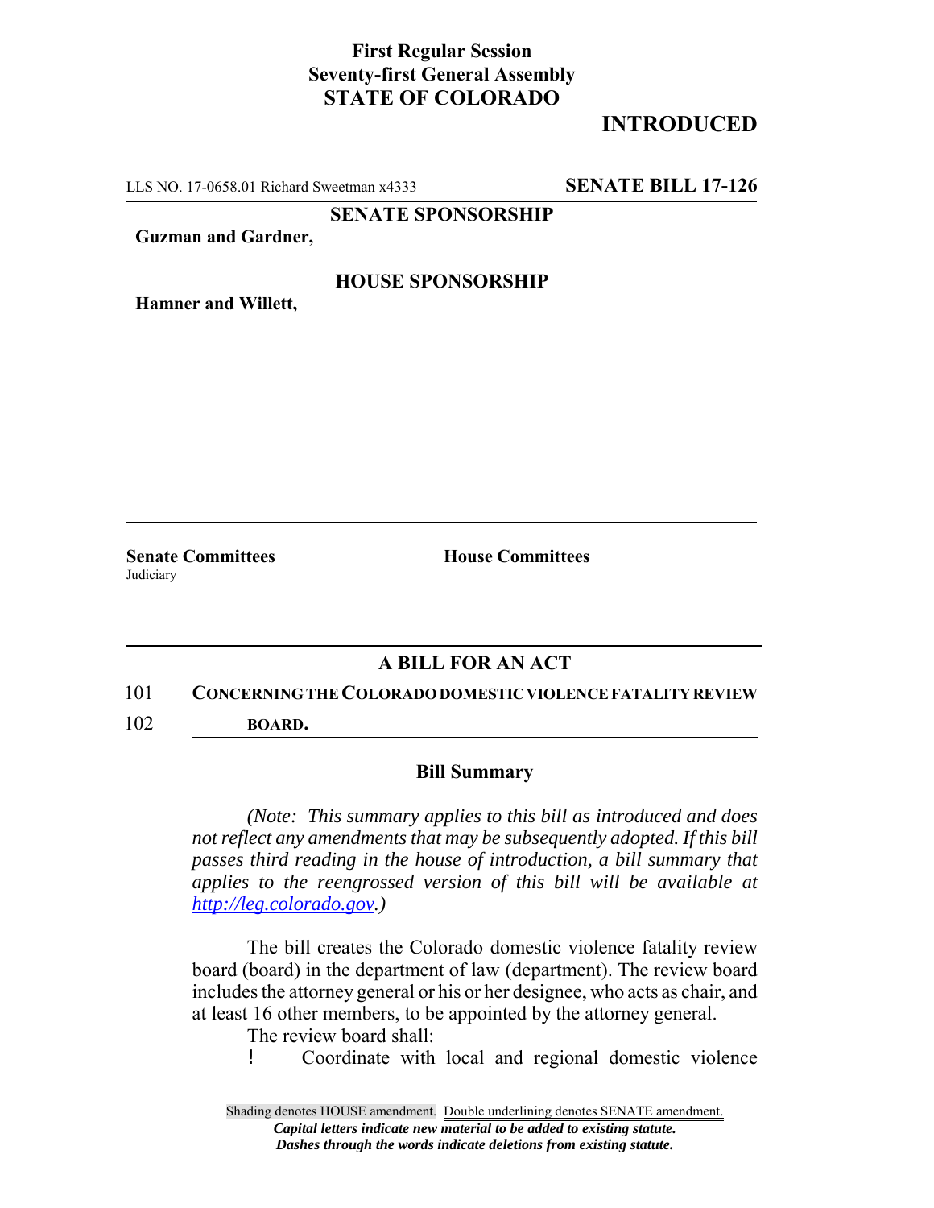**First Regular Session**
**Seventy-first General Assembly**
**STATE OF COLORADO**

# INTRODUCED

LLS NO. 17-0658.01 Richard Sweetman x4333 **SENATE BILL 17-126**

**SENATE SPONSORSHIP**

**Guzman and Gardner,**

**HOUSE SPONSORSHIP**

**Hamner and Willett,**

**Senate Committees**
Judiciary

**House Committees**

## A BILL FOR AN ACT

101 **CONCERNING THE COLORADO DOMESTIC VIOLENCE FATALITY REVIEW**
102 **BOARD.**

### Bill Summary

*(Note: This summary applies to this bill as introduced and does not reflect any amendments that may be subsequently adopted. If this bill passes third reading in the house of introduction, a bill summary that applies to the reengrossed version of this bill will be available at http://leg.colorado.gov.)*

The bill creates the Colorado domestic violence fatality review board (board) in the department of law (department). The review board includes the attorney general or his or her designee, who acts as chair, and at least 16 other members, to be appointed by the attorney general.

The review board shall:

- Coordinate with local and regional domestic violence

Shading denotes HOUSE amendment. Double underlining denotes SENATE amendment.
*Capital letters indicate new material to be added to existing statute.*
*Dashes through the words indicate deletions from existing statute.*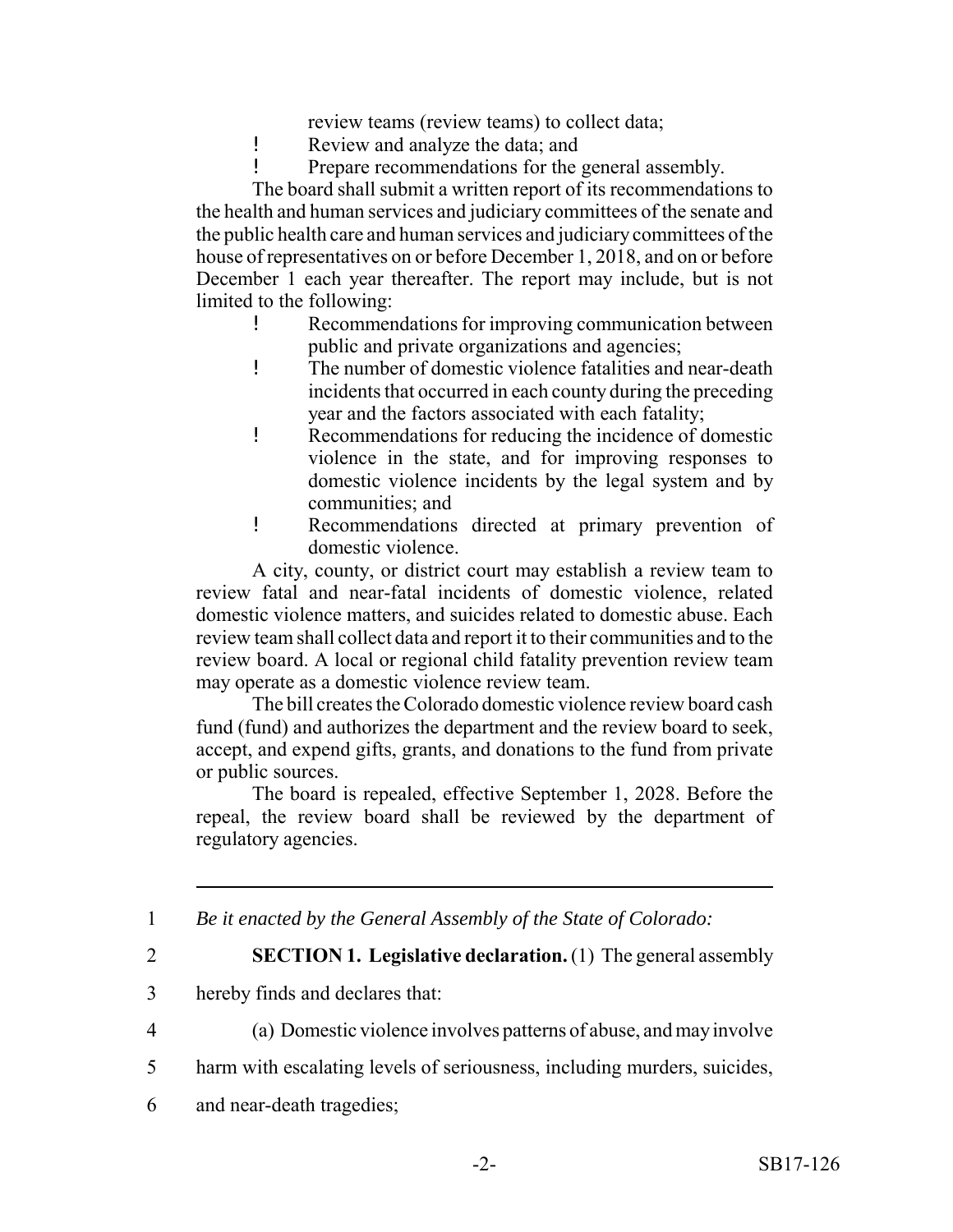review teams (review teams) to collect data;

- Review and analyze the data; and
- Prepare recommendations for the general assembly.

The board shall submit a written report of its recommendations to the health and human services and judiciary committees of the senate and the public health care and human services and judiciary committees of the house of representatives on or before December 1, 2018, and on or before December 1 each year thereafter. The report may include, but is not limited to the following:

- Recommendations for improving communication between public and private organizations and agencies;
- The number of domestic violence fatalities and near-death incidents that occurred in each county during the preceding year and the factors associated with each fatality;
- Recommendations for reducing the incidence of domestic violence in the state, and for improving responses to domestic violence incidents by the legal system and by communities; and
- Recommendations directed at primary prevention of domestic violence.

A city, county, or district court may establish a review team to review fatal and near-fatal incidents of domestic violence, related domestic violence matters, and suicides related to domestic abuse. Each review team shall collect data and report it to their communities and to the review board. A local or regional child fatality prevention review team may operate as a domestic violence review team.

The bill creates the Colorado domestic violence review board cash fund (fund) and authorizes the department and the review board to seek, accept, and expend gifts, grants, and donations to the fund from private or public sources.

The board is repealed, effective September 1, 2028. Before the repeal, the review board shall be reviewed by the department of regulatory agencies.

---

1 *Be it enacted by the General Assembly of the State of Colorado:*

2 **SECTION 1. Legislative declaration.** (1) The general assembly

3 hereby finds and declares that:

4 (a) Domestic violence involves patterns of abuse, and may involve

5 harm with escalating levels of seriousness, including murders, suicides,

6 and near-death tragedies;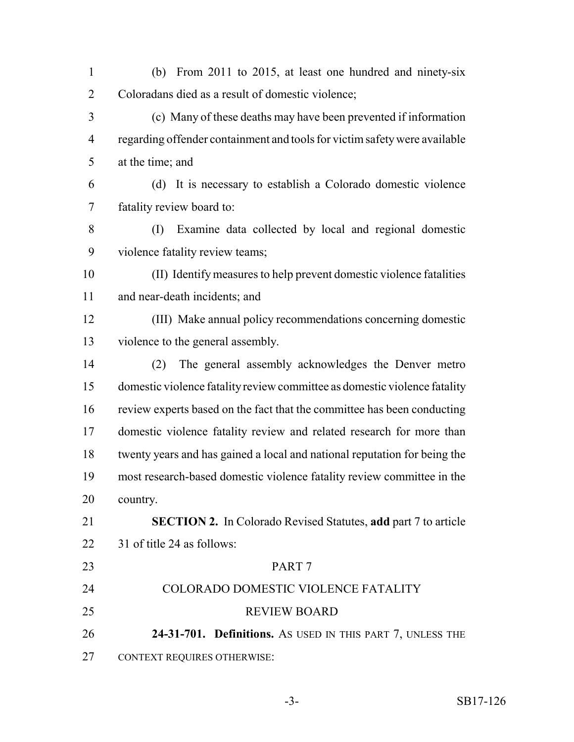(b) From 2011 to 2015, at least one hundred and ninety-six Coloradans died as a result of domestic violence;

(c) Many of these deaths may have been prevented if information regarding offender containment and tools for victim safety were available at the time; and

(d) It is necessary to establish a Colorado domestic violence fatality review board to:

(I) Examine data collected by local and regional domestic violence fatality review teams;

(II) Identify measures to help prevent domestic violence fatalities and near-death incidents; and

(III) Make annual policy recommendations concerning domestic violence to the general assembly.

(2) The general assembly acknowledges the Denver metro domestic violence fatality review committee as domestic violence fatality review experts based on the fact that the committee has been conducting domestic violence fatality review and related research for more than twenty years and has gained a local and national reputation for being the most research-based domestic violence fatality review committee in the country.

**SECTION 2.** In Colorado Revised Statutes, **add** part 7 to article 31 of title 24 as follows:

PART 7

COLORADO DOMESTIC VIOLENCE FATALITY REVIEW BOARD

**24-31-701. Definitions.** AS USED IN THIS PART 7, UNLESS THE CONTEXT REQUIRES OTHERWISE: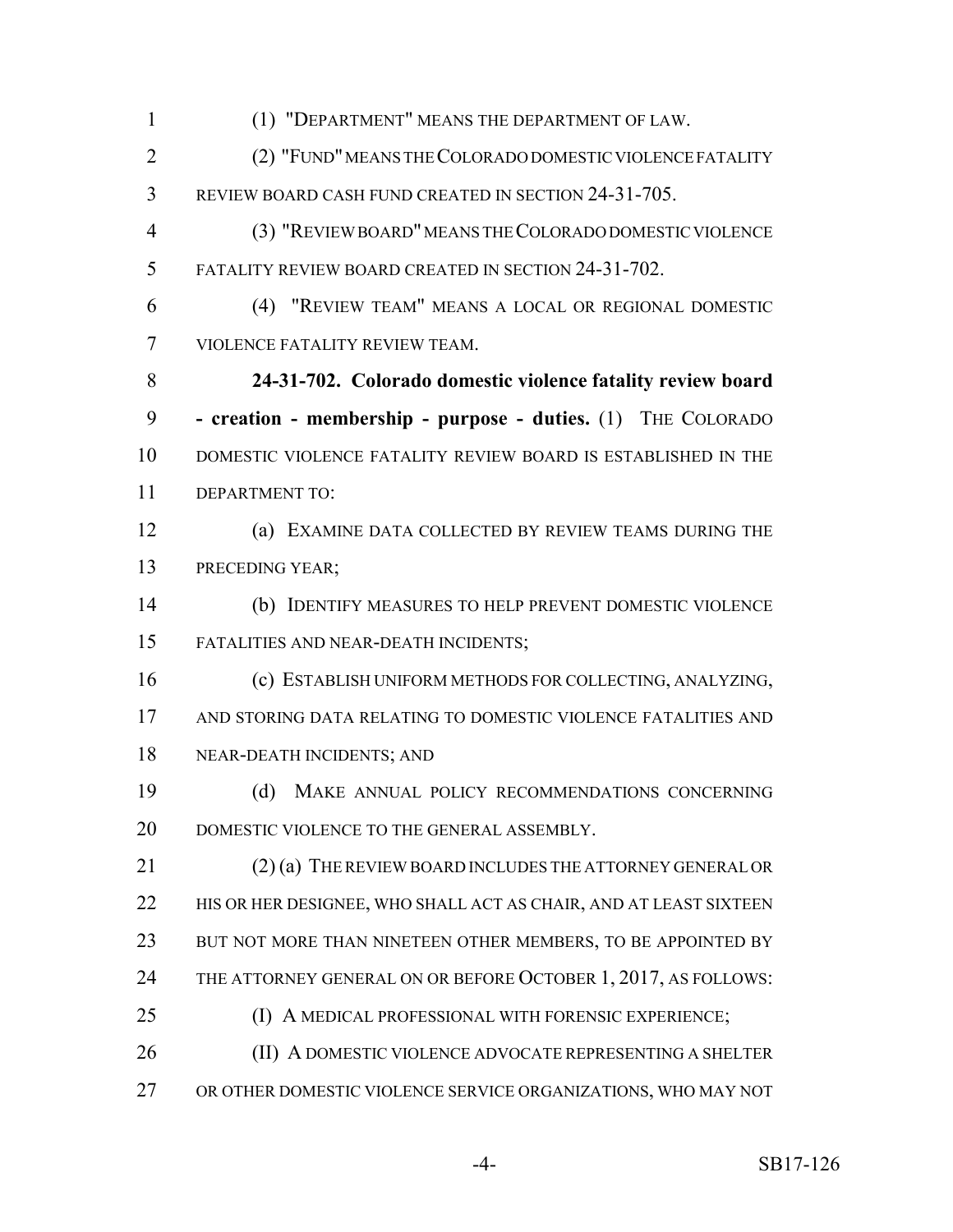(1) "DEPARTMENT" MEANS THE DEPARTMENT OF LAW.

(2) "FUND" MEANS THE COLORADO DOMESTIC VIOLENCE FATALITY REVIEW BOARD CASH FUND CREATED IN SECTION 24-31-705.

(3) "REVIEW BOARD" MEANS THE COLORADO DOMESTIC VIOLENCE FATALITY REVIEW BOARD CREATED IN SECTION 24-31-702.

(4) "REVIEW TEAM" MEANS A LOCAL OR REGIONAL DOMESTIC VIOLENCE FATALITY REVIEW TEAM.

**24-31-702. Colorado domestic violence fatality review board - creation - membership - purpose - duties.** (1) THE COLORADO DOMESTIC VIOLENCE FATALITY REVIEW BOARD IS ESTABLISHED IN THE DEPARTMENT TO:

(a) EXAMINE DATA COLLECTED BY REVIEW TEAMS DURING THE PRECEDING YEAR;

(b) IDENTIFY MEASURES TO HELP PREVENT DOMESTIC VIOLENCE FATALITIES AND NEAR-DEATH INCIDENTS;

(c) ESTABLISH UNIFORM METHODS FOR COLLECTING, ANALYZING, AND STORING DATA RELATING TO DOMESTIC VIOLENCE FATALITIES AND NEAR-DEATH INCIDENTS; AND

(d) MAKE ANNUAL POLICY RECOMMENDATIONS CONCERNING DOMESTIC VIOLENCE TO THE GENERAL ASSEMBLY.

(2) (a) THE REVIEW BOARD INCLUDES THE ATTORNEY GENERAL OR HIS OR HER DESIGNEE, WHO SHALL ACT AS CHAIR, AND AT LEAST SIXTEEN BUT NOT MORE THAN NINETEEN OTHER MEMBERS, TO BE APPOINTED BY THE ATTORNEY GENERAL ON OR BEFORE OCTOBER 1, 2017, AS FOLLOWS:

(I) A MEDICAL PROFESSIONAL WITH FORENSIC EXPERIENCE;

(II) A DOMESTIC VIOLENCE ADVOCATE REPRESENTING A SHELTER OR OTHER DOMESTIC VIOLENCE SERVICE ORGANIZATIONS, WHO MAY NOT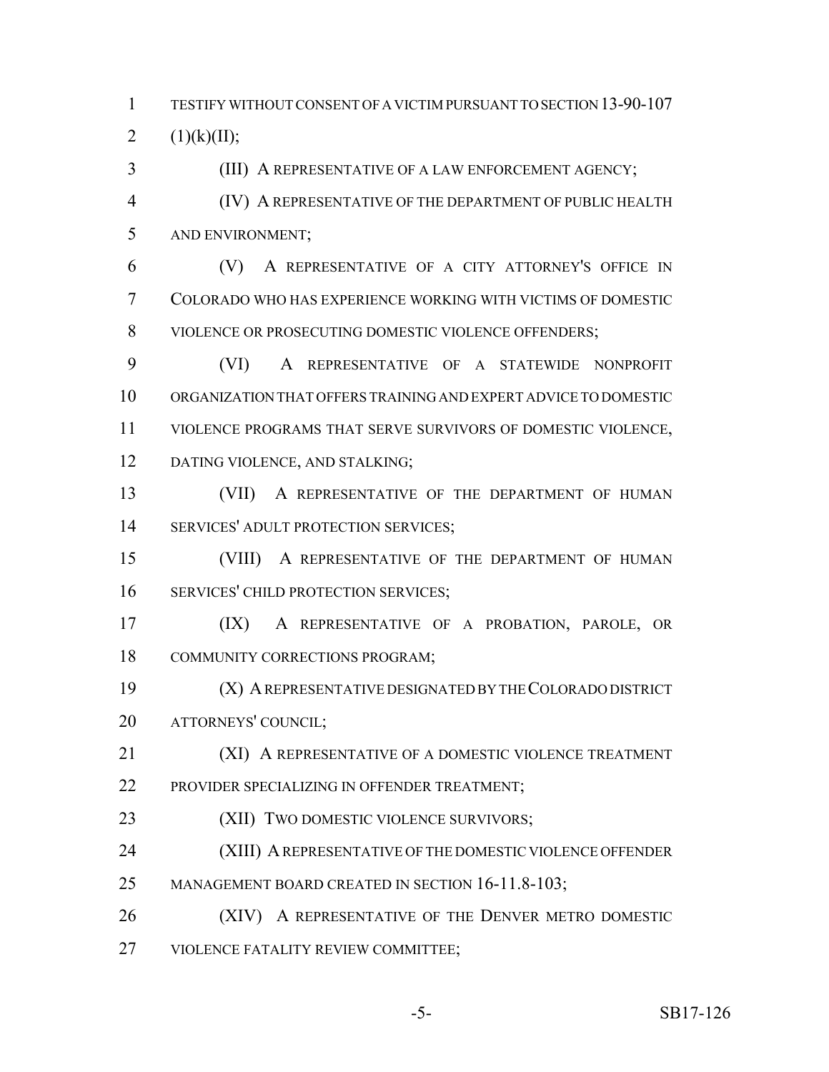TESTIFY WITHOUT CONSENT OF A VICTIM PURSUANT TO SECTION 13-90-107 (1)(k)(II);

(III) A REPRESENTATIVE OF A LAW ENFORCEMENT AGENCY;

(IV) A REPRESENTATIVE OF THE DEPARTMENT OF PUBLIC HEALTH AND ENVIRONMENT;

(V) A REPRESENTATIVE OF A CITY ATTORNEY'S OFFICE IN COLORADO WHO HAS EXPERIENCE WORKING WITH VICTIMS OF DOMESTIC VIOLENCE OR PROSECUTING DOMESTIC VIOLENCE OFFENDERS;

(VI) A REPRESENTATIVE OF A STATEWIDE NONPROFIT ORGANIZATION THAT OFFERS TRAINING AND EXPERT ADVICE TO DOMESTIC VIOLENCE PROGRAMS THAT SERVE SURVIVORS OF DOMESTIC VIOLENCE, DATING VIOLENCE, AND STALKING;

(VII) A REPRESENTATIVE OF THE DEPARTMENT OF HUMAN SERVICES' ADULT PROTECTION SERVICES;

(VIII) A REPRESENTATIVE OF THE DEPARTMENT OF HUMAN SERVICES' CHILD PROTECTION SERVICES;

(IX) A REPRESENTATIVE OF A PROBATION, PAROLE, OR COMMUNITY CORRECTIONS PROGRAM;

(X) A REPRESENTATIVE DESIGNATED BY THE COLORADO DISTRICT ATTORNEYS' COUNCIL;

(XI) A REPRESENTATIVE OF A DOMESTIC VIOLENCE TREATMENT PROVIDER SPECIALIZING IN OFFENDER TREATMENT;

(XII) TWO DOMESTIC VIOLENCE SURVIVORS;

(XIII) A REPRESENTATIVE OF THE DOMESTIC VIOLENCE OFFENDER MANAGEMENT BOARD CREATED IN SECTION 16-11.8-103;

(XIV) A REPRESENTATIVE OF THE DENVER METRO DOMESTIC VIOLENCE FATALITY REVIEW COMMITTEE;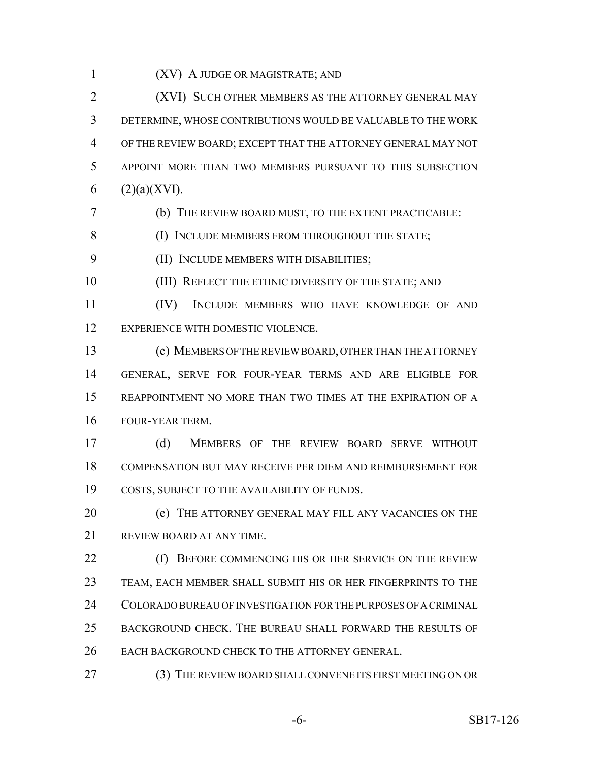(XV) A JUDGE OR MAGISTRATE; AND

(XVI) SUCH OTHER MEMBERS AS THE ATTORNEY GENERAL MAY DETERMINE, WHOSE CONTRIBUTIONS WOULD BE VALUABLE TO THE WORK OF THE REVIEW BOARD; EXCEPT THAT THE ATTORNEY GENERAL MAY NOT APPOINT MORE THAN TWO MEMBERS PURSUANT TO THIS SUBSECTION (2)(a)(XVI).

(b) THE REVIEW BOARD MUST, TO THE EXTENT PRACTICABLE:

(I) INCLUDE MEMBERS FROM THROUGHOUT THE STATE;

(II) INCLUDE MEMBERS WITH DISABILITIES;

(III) REFLECT THE ETHNIC DIVERSITY OF THE STATE; AND

(IV) INCLUDE MEMBERS WHO HAVE KNOWLEDGE OF AND EXPERIENCE WITH DOMESTIC VIOLENCE.

(c) MEMBERS OF THE REVIEW BOARD, OTHER THAN THE ATTORNEY GENERAL, SERVE FOR FOUR-YEAR TERMS AND ARE ELIGIBLE FOR REAPPOINTMENT NO MORE THAN TWO TIMES AT THE EXPIRATION OF A FOUR-YEAR TERM.

(d) MEMBERS OF THE REVIEW BOARD SERVE WITHOUT COMPENSATION BUT MAY RECEIVE PER DIEM AND REIMBURSEMENT FOR COSTS, SUBJECT TO THE AVAILABILITY OF FUNDS.

(e) THE ATTORNEY GENERAL MAY FILL ANY VACANCIES ON THE REVIEW BOARD AT ANY TIME.

(f) BEFORE COMMENCING HIS OR HER SERVICE ON THE REVIEW TEAM, EACH MEMBER SHALL SUBMIT HIS OR HER FINGERPRINTS TO THE COLORADO BUREAU OF INVESTIGATION FOR THE PURPOSES OF A CRIMINAL BACKGROUND CHECK. THE BUREAU SHALL FORWARD THE RESULTS OF EACH BACKGROUND CHECK TO THE ATTORNEY GENERAL.

(3) THE REVIEW BOARD SHALL CONVENE ITS FIRST MEETING ON OR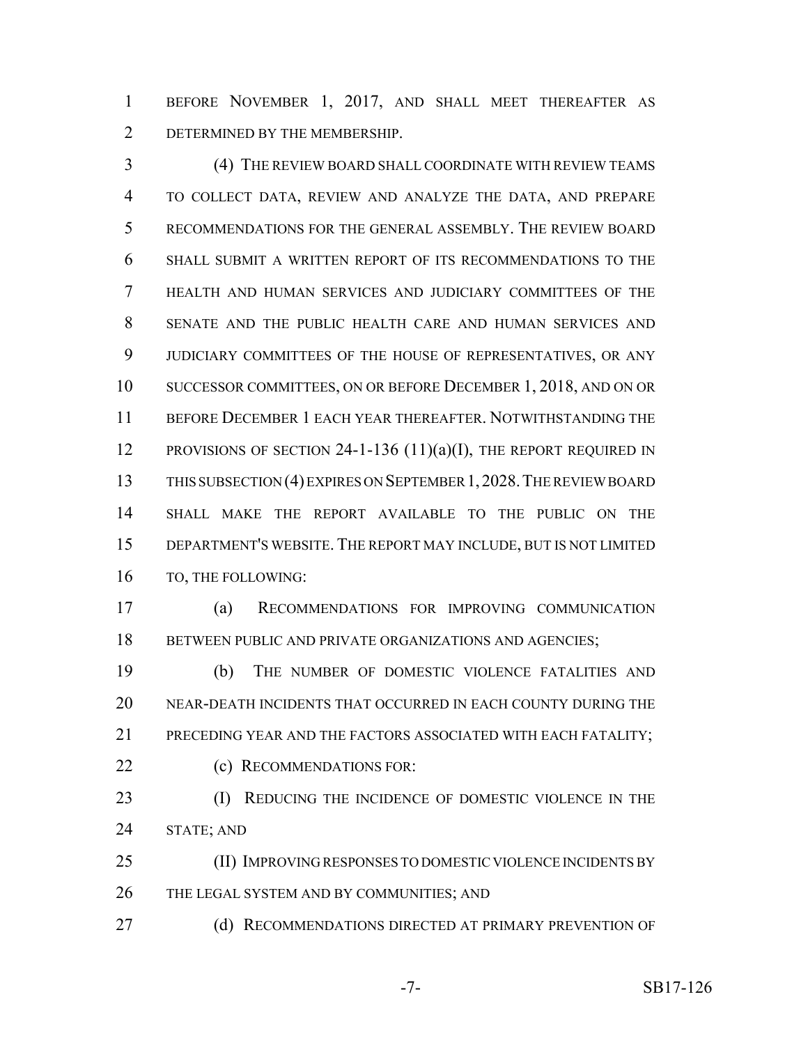BEFORE NOVEMBER 1, 2017, AND SHALL MEET THEREAFTER AS DETERMINED BY THE MEMBERSHIP.

(4) THE REVIEW BOARD SHALL COORDINATE WITH REVIEW TEAMS TO COLLECT DATA, REVIEW AND ANALYZE THE DATA, AND PREPARE RECOMMENDATIONS FOR THE GENERAL ASSEMBLY. THE REVIEW BOARD SHALL SUBMIT A WRITTEN REPORT OF ITS RECOMMENDATIONS TO THE HEALTH AND HUMAN SERVICES AND JUDICIARY COMMITTEES OF THE SENATE AND THE PUBLIC HEALTH CARE AND HUMAN SERVICES AND JUDICIARY COMMITTEES OF THE HOUSE OF REPRESENTATIVES, OR ANY SUCCESSOR COMMITTEES, ON OR BEFORE DECEMBER 1, 2018, AND ON OR BEFORE DECEMBER 1 EACH YEAR THEREAFTER. NOTWITHSTANDING THE PROVISIONS OF SECTION 24-1-136 (11)(a)(I), THE REPORT REQUIRED IN THIS SUBSECTION (4) EXPIRES ON SEPTEMBER 1, 2028. THE REVIEW BOARD SHALL MAKE THE REPORT AVAILABLE TO THE PUBLIC ON THE DEPARTMENT'S WEBSITE. THE REPORT MAY INCLUDE, BUT IS NOT LIMITED TO, THE FOLLOWING:

(a) RECOMMENDATIONS FOR IMPROVING COMMUNICATION BETWEEN PUBLIC AND PRIVATE ORGANIZATIONS AND AGENCIES;

(b) THE NUMBER OF DOMESTIC VIOLENCE FATALITIES AND NEAR-DEATH INCIDENTS THAT OCCURRED IN EACH COUNTY DURING THE PRECEDING YEAR AND THE FACTORS ASSOCIATED WITH EACH FATALITY;

(c) RECOMMENDATIONS FOR:

(I) REDUCING THE INCIDENCE OF DOMESTIC VIOLENCE IN THE STATE; AND

(II) IMPROVING RESPONSES TO DOMESTIC VIOLENCE INCIDENTS BY THE LEGAL SYSTEM AND BY COMMUNITIES; AND

(d) RECOMMENDATIONS DIRECTED AT PRIMARY PREVENTION OF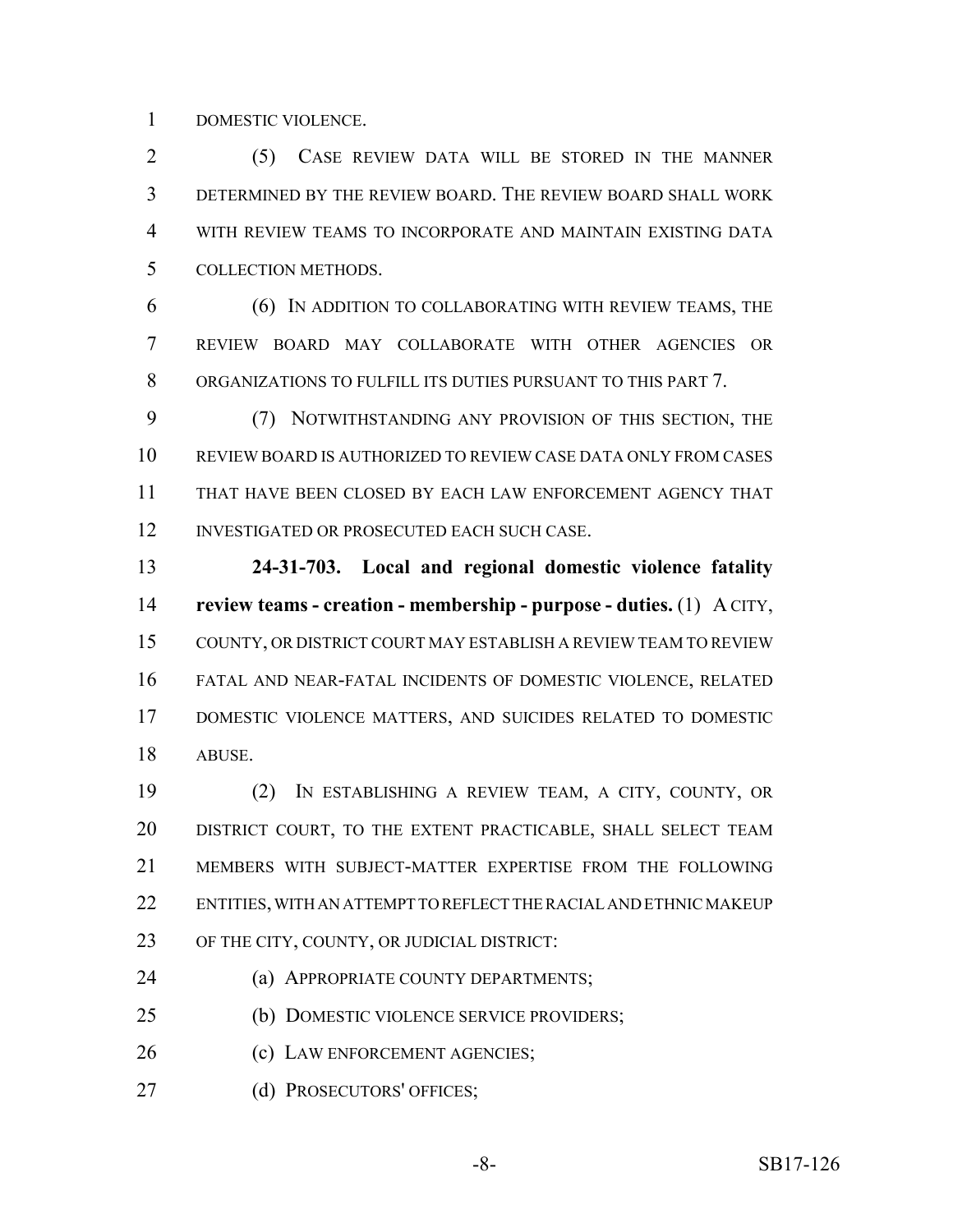DOMESTIC VIOLENCE.

(5) CASE REVIEW DATA WILL BE STORED IN THE MANNER DETERMINED BY THE REVIEW BOARD. THE REVIEW BOARD SHALL WORK WITH REVIEW TEAMS TO INCORPORATE AND MAINTAIN EXISTING DATA COLLECTION METHODS.

(6) IN ADDITION TO COLLABORATING WITH REVIEW TEAMS, THE REVIEW BOARD MAY COLLABORATE WITH OTHER AGENCIES OR ORGANIZATIONS TO FULFILL ITS DUTIES PURSUANT TO THIS PART 7.

(7) NOTWITHSTANDING ANY PROVISION OF THIS SECTION, THE REVIEW BOARD IS AUTHORIZED TO REVIEW CASE DATA ONLY FROM CASES THAT HAVE BEEN CLOSED BY EACH LAW ENFORCEMENT AGENCY THAT INVESTIGATED OR PROSECUTED EACH SUCH CASE.

**24-31-703. Local and regional domestic violence fatality review teams - creation - membership - purpose - duties.** (1) A CITY, COUNTY, OR DISTRICT COURT MAY ESTABLISH A REVIEW TEAM TO REVIEW FATAL AND NEAR-FATAL INCIDENTS OF DOMESTIC VIOLENCE, RELATED DOMESTIC VIOLENCE MATTERS, AND SUICIDES RELATED TO DOMESTIC ABUSE.

(2) IN ESTABLISHING A REVIEW TEAM, A CITY, COUNTY, OR DISTRICT COURT, TO THE EXTENT PRACTICABLE, SHALL SELECT TEAM MEMBERS WITH SUBJECT-MATTER EXPERTISE FROM THE FOLLOWING ENTITIES, WITH AN ATTEMPT TO REFLECT THE RACIAL AND ETHNIC MAKEUP OF THE CITY, COUNTY, OR JUDICIAL DISTRICT:

(a) APPROPRIATE COUNTY DEPARTMENTS;

(b) DOMESTIC VIOLENCE SERVICE PROVIDERS;

(c) LAW ENFORCEMENT AGENCIES;

(d) PROSECUTORS' OFFICES;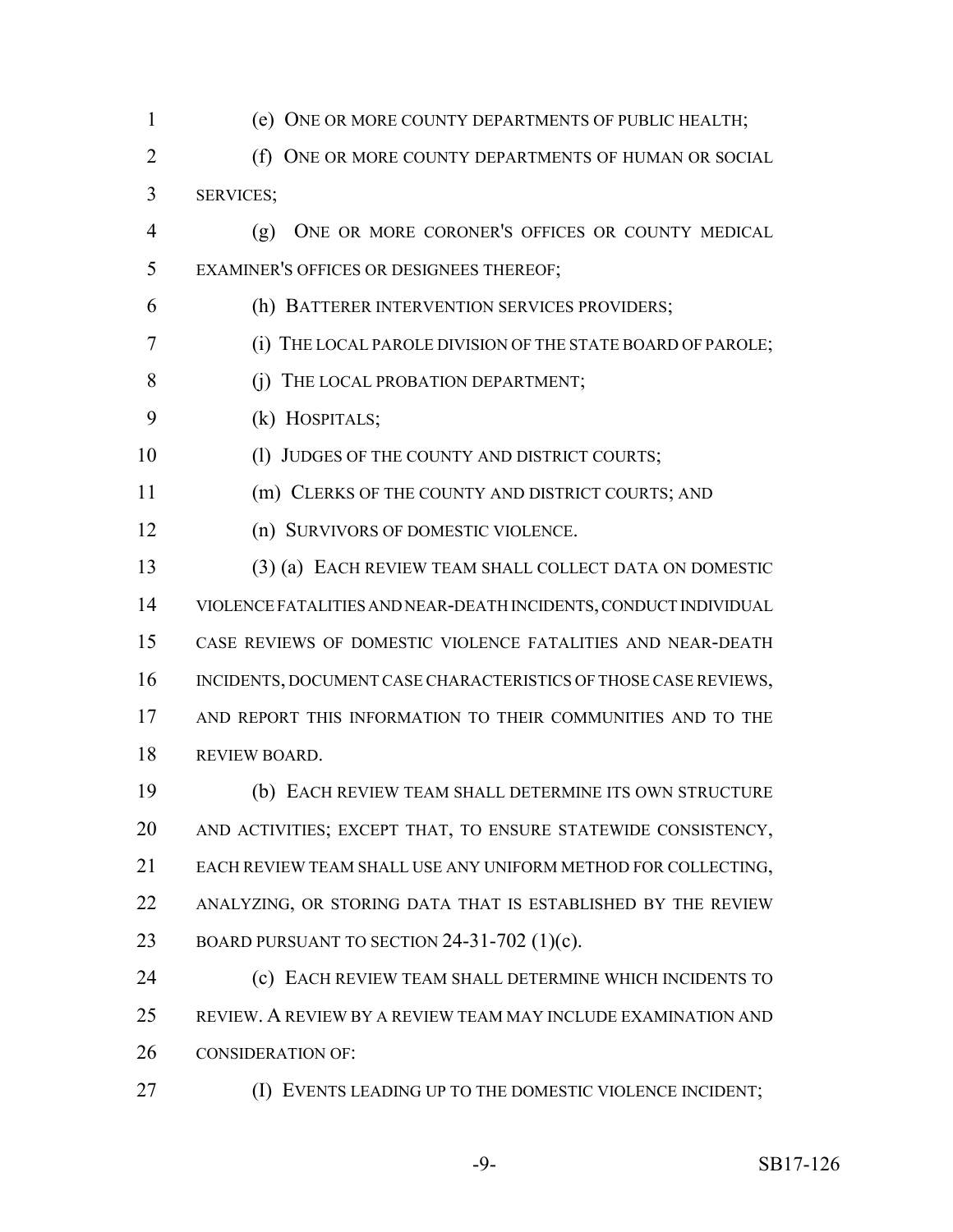(e) ONE OR MORE COUNTY DEPARTMENTS OF PUBLIC HEALTH;

(f) ONE OR MORE COUNTY DEPARTMENTS OF HUMAN OR SOCIAL SERVICES;

(g) ONE OR MORE CORONER'S OFFICES OR COUNTY MEDICAL EXAMINER'S OFFICES OR DESIGNEES THEREOF;

(h) BATTERER INTERVENTION SERVICES PROVIDERS;

(i) THE LOCAL PAROLE DIVISION OF THE STATE BOARD OF PAROLE;

(j) THE LOCAL PROBATION DEPARTMENT;

(k) HOSPITALS;

(l) JUDGES OF THE COUNTY AND DISTRICT COURTS;

(m) CLERKS OF THE COUNTY AND DISTRICT COURTS; AND

(n) SURVIVORS OF DOMESTIC VIOLENCE.

(3) (a) EACH REVIEW TEAM SHALL COLLECT DATA ON DOMESTIC VIOLENCE FATALITIES AND NEAR-DEATH INCIDENTS, CONDUCT INDIVIDUAL CASE REVIEWS OF DOMESTIC VIOLENCE FATALITIES AND NEAR-DEATH INCIDENTS, DOCUMENT CASE CHARACTERISTICS OF THOSE CASE REVIEWS, AND REPORT THIS INFORMATION TO THEIR COMMUNITIES AND TO THE REVIEW BOARD.

(b) EACH REVIEW TEAM SHALL DETERMINE ITS OWN STRUCTURE AND ACTIVITIES; EXCEPT THAT, TO ENSURE STATEWIDE CONSISTENCY, EACH REVIEW TEAM SHALL USE ANY UNIFORM METHOD FOR COLLECTING, ANALYZING, OR STORING DATA THAT IS ESTABLISHED BY THE REVIEW BOARD PURSUANT TO SECTION 24-31-702 (1)(c).

(c) EACH REVIEW TEAM SHALL DETERMINE WHICH INCIDENTS TO REVIEW. A REVIEW BY A REVIEW TEAM MAY INCLUDE EXAMINATION AND CONSIDERATION OF:

(I) EVENTS LEADING UP TO THE DOMESTIC VIOLENCE INCIDENT;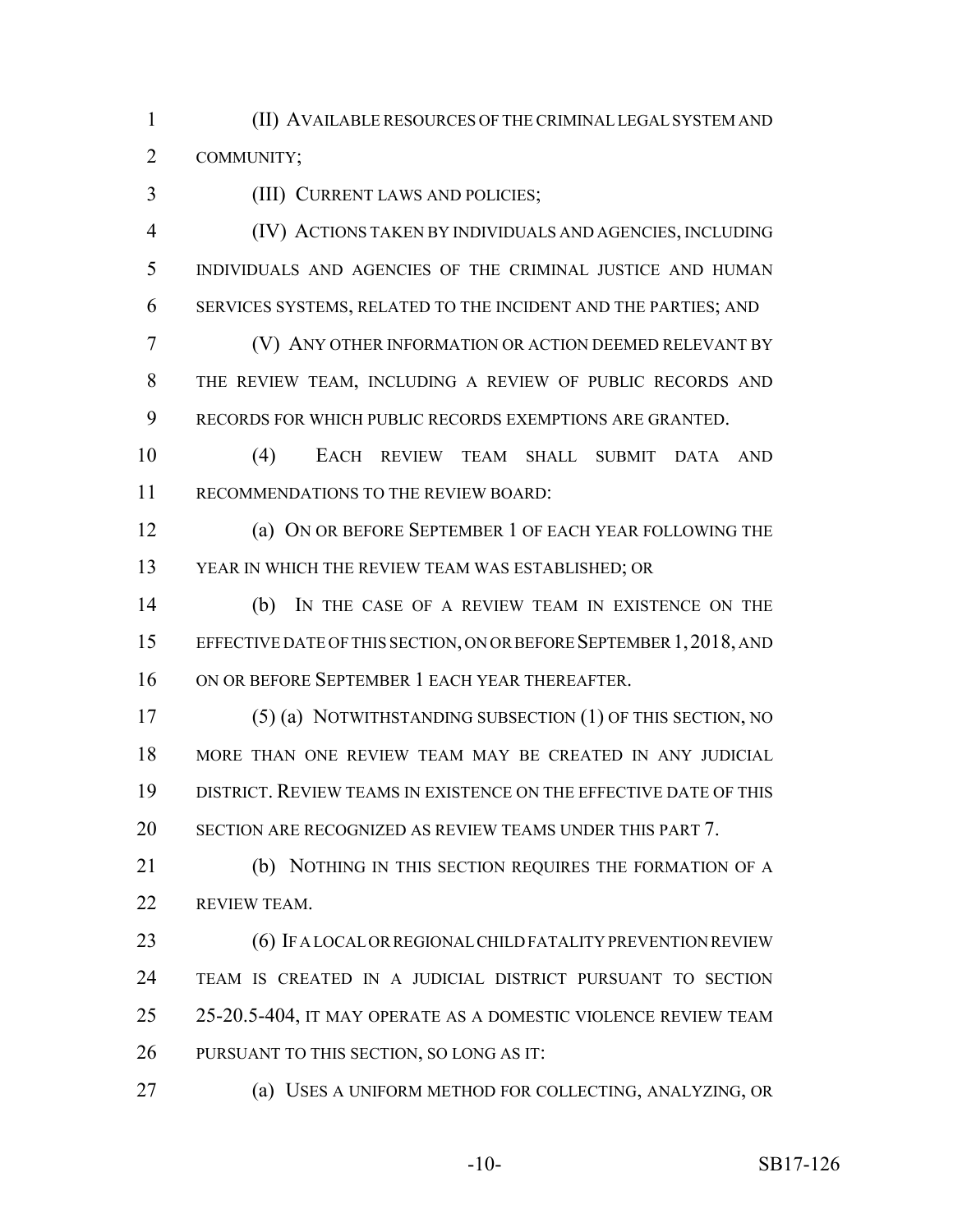(II) AVAILABLE RESOURCES OF THE CRIMINAL LEGAL SYSTEM AND COMMUNITY;

(III) CURRENT LAWS AND POLICIES;

(IV) ACTIONS TAKEN BY INDIVIDUALS AND AGENCIES, INCLUDING INDIVIDUALS AND AGENCIES OF THE CRIMINAL JUSTICE AND HUMAN SERVICES SYSTEMS, RELATED TO THE INCIDENT AND THE PARTIES; AND

(V) ANY OTHER INFORMATION OR ACTION DEEMED RELEVANT BY THE REVIEW TEAM, INCLUDING A REVIEW OF PUBLIC RECORDS AND RECORDS FOR WHICH PUBLIC RECORDS EXEMPTIONS ARE GRANTED.

(4) EACH REVIEW TEAM SHALL SUBMIT DATA AND RECOMMENDATIONS TO THE REVIEW BOARD:

(a) ON OR BEFORE SEPTEMBER 1 OF EACH YEAR FOLLOWING THE YEAR IN WHICH THE REVIEW TEAM WAS ESTABLISHED; OR

(b) IN THE CASE OF A REVIEW TEAM IN EXISTENCE ON THE EFFECTIVE DATE OF THIS SECTION, ON OR BEFORE SEPTEMBER 1, 2018, AND ON OR BEFORE SEPTEMBER 1 EACH YEAR THEREAFTER.

(5) (a) NOTWITHSTANDING SUBSECTION (1) OF THIS SECTION, NO MORE THAN ONE REVIEW TEAM MAY BE CREATED IN ANY JUDICIAL DISTRICT. REVIEW TEAMS IN EXISTENCE ON THE EFFECTIVE DATE OF THIS SECTION ARE RECOGNIZED AS REVIEW TEAMS UNDER THIS PART 7.

(b) NOTHING IN THIS SECTION REQUIRES THE FORMATION OF A REVIEW TEAM.

(6) IF A LOCAL OR REGIONAL CHILD FATALITY PREVENTION REVIEW TEAM IS CREATED IN A JUDICIAL DISTRICT PURSUANT TO SECTION 25-20.5-404, IT MAY OPERATE AS A DOMESTIC VIOLENCE REVIEW TEAM PURSUANT TO THIS SECTION, SO LONG AS IT:

(a) USES A UNIFORM METHOD FOR COLLECTING, ANALYZING, OR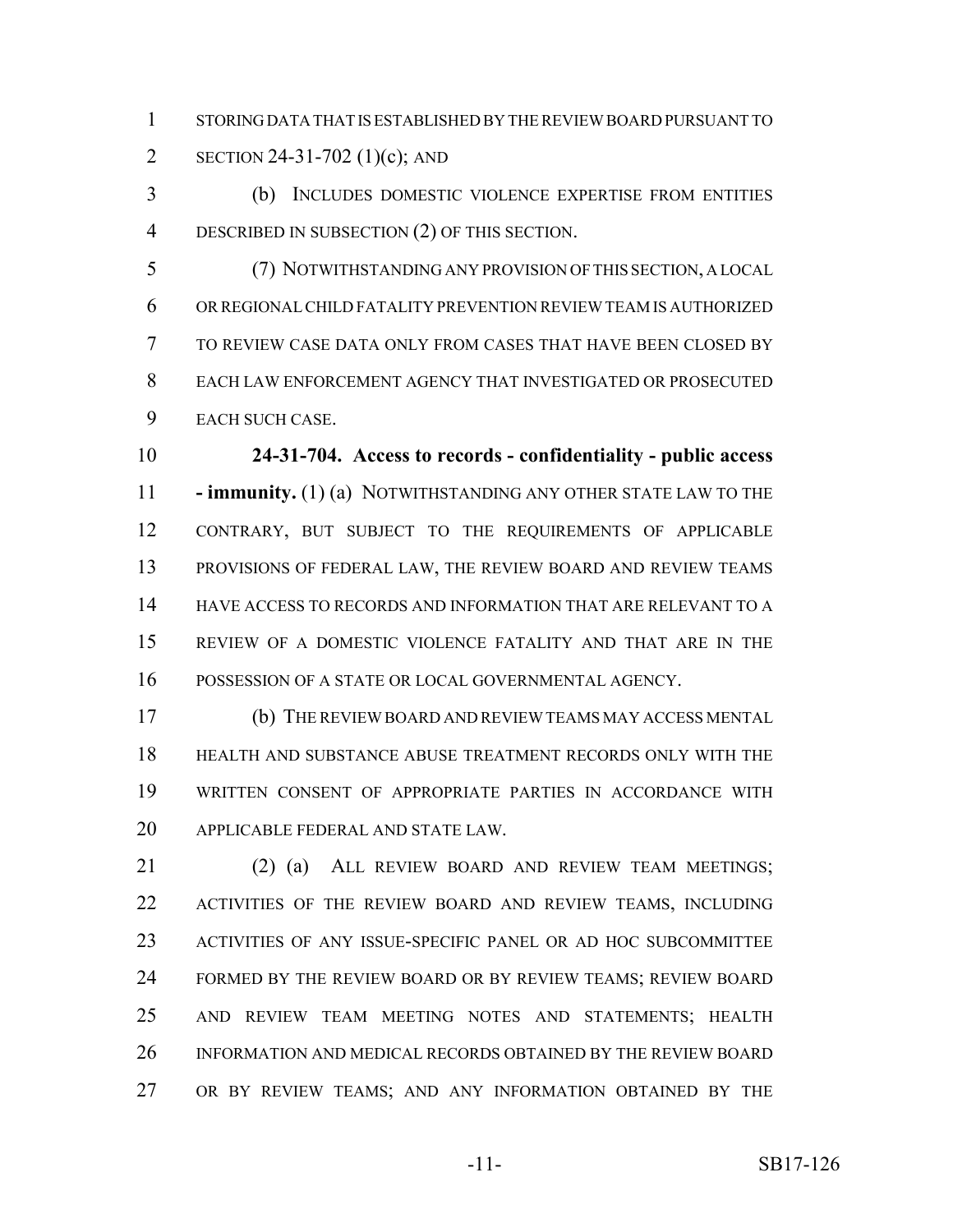STORING DATA THAT IS ESTABLISHED BY THE REVIEW BOARD PURSUANT TO SECTION 24-31-702 (1)(c); AND

(b) INCLUDES DOMESTIC VIOLENCE EXPERTISE FROM ENTITIES DESCRIBED IN SUBSECTION (2) OF THIS SECTION.

(7) NOTWITHSTANDING ANY PROVISION OF THIS SECTION, A LOCAL OR REGIONAL CHILD FATALITY PREVENTION REVIEW TEAM IS AUTHORIZED TO REVIEW CASE DATA ONLY FROM CASES THAT HAVE BEEN CLOSED BY EACH LAW ENFORCEMENT AGENCY THAT INVESTIGATED OR PROSECUTED EACH SUCH CASE.

**24-31-704. Access to records - confidentiality - public access - immunity.** (1) (a) NOTWITHSTANDING ANY OTHER STATE LAW TO THE CONTRARY, BUT SUBJECT TO THE REQUIREMENTS OF APPLICABLE PROVISIONS OF FEDERAL LAW, THE REVIEW BOARD AND REVIEW TEAMS HAVE ACCESS TO RECORDS AND INFORMATION THAT ARE RELEVANT TO A REVIEW OF A DOMESTIC VIOLENCE FATALITY AND THAT ARE IN THE POSSESSION OF A STATE OR LOCAL GOVERNMENTAL AGENCY.

(b) THE REVIEW BOARD AND REVIEW TEAMS MAY ACCESS MENTAL HEALTH AND SUBSTANCE ABUSE TREATMENT RECORDS ONLY WITH THE WRITTEN CONSENT OF APPROPRIATE PARTIES IN ACCORDANCE WITH APPLICABLE FEDERAL AND STATE LAW.

(2) (a) ALL REVIEW BOARD AND REVIEW TEAM MEETINGS; ACTIVITIES OF THE REVIEW BOARD AND REVIEW TEAMS, INCLUDING ACTIVITIES OF ANY ISSUE-SPECIFIC PANEL OR AD HOC SUBCOMMITTEE FORMED BY THE REVIEW BOARD OR BY REVIEW TEAMS; REVIEW BOARD AND REVIEW TEAM MEETING NOTES AND STATEMENTS; HEALTH INFORMATION AND MEDICAL RECORDS OBTAINED BY THE REVIEW BOARD OR BY REVIEW TEAMS; AND ANY INFORMATION OBTAINED BY THE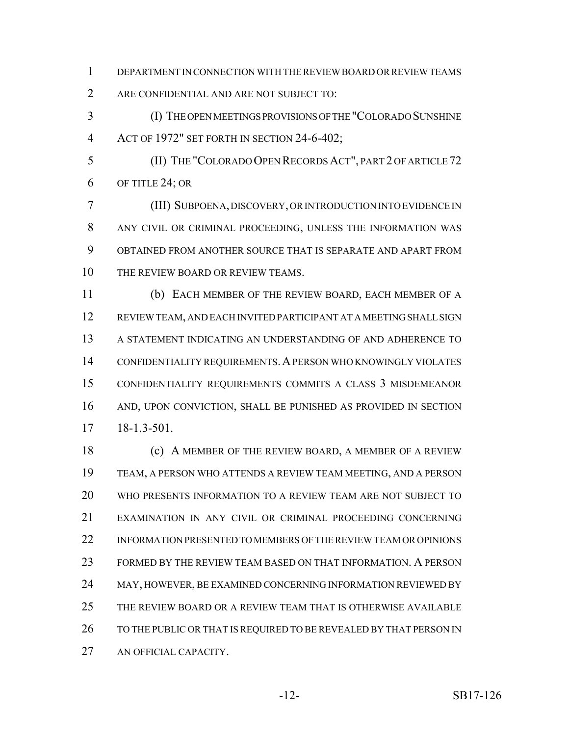DEPARTMENT IN CONNECTION WITH THE REVIEW BOARD OR REVIEW TEAMS ARE CONFIDENTIAL AND ARE NOT SUBJECT TO:

(I) THE OPEN MEETINGS PROVISIONS OF THE "COLORADO SUNSHINE ACT OF 1972" SET FORTH IN SECTION 24-6-402;

(II) THE "COLORADO OPEN RECORDS ACT", PART 2 OF ARTICLE 72 OF TITLE 24; OR

(III) SUBPOENA, DISCOVERY, OR INTRODUCTION INTO EVIDENCE IN ANY CIVIL OR CRIMINAL PROCEEDING, UNLESS THE INFORMATION WAS OBTAINED FROM ANOTHER SOURCE THAT IS SEPARATE AND APART FROM THE REVIEW BOARD OR REVIEW TEAMS.

(b) EACH MEMBER OF THE REVIEW BOARD, EACH MEMBER OF A REVIEW TEAM, AND EACH INVITED PARTICIPANT AT A MEETING SHALL SIGN A STATEMENT INDICATING AN UNDERSTANDING OF AND ADHERENCE TO CONFIDENTIALITY REQUIREMENTS. A PERSON WHO KNOWINGLY VIOLATES CONFIDENTIALITY REQUIREMENTS COMMITS A CLASS 3 MISDEMEANOR AND, UPON CONVICTION, SHALL BE PUNISHED AS PROVIDED IN SECTION 18-1.3-501.

(c) A MEMBER OF THE REVIEW BOARD, A MEMBER OF A REVIEW TEAM, A PERSON WHO ATTENDS A REVIEW TEAM MEETING, AND A PERSON WHO PRESENTS INFORMATION TO A REVIEW TEAM ARE NOT SUBJECT TO EXAMINATION IN ANY CIVIL OR CRIMINAL PROCEEDING CONCERNING INFORMATION PRESENTED TO MEMBERS OF THE REVIEW TEAM OR OPINIONS FORMED BY THE REVIEW TEAM BASED ON THAT INFORMATION. A PERSON MAY, HOWEVER, BE EXAMINED CONCERNING INFORMATION REVIEWED BY THE REVIEW BOARD OR A REVIEW TEAM THAT IS OTHERWISE AVAILABLE TO THE PUBLIC OR THAT IS REQUIRED TO BE REVEALED BY THAT PERSON IN AN OFFICIAL CAPACITY.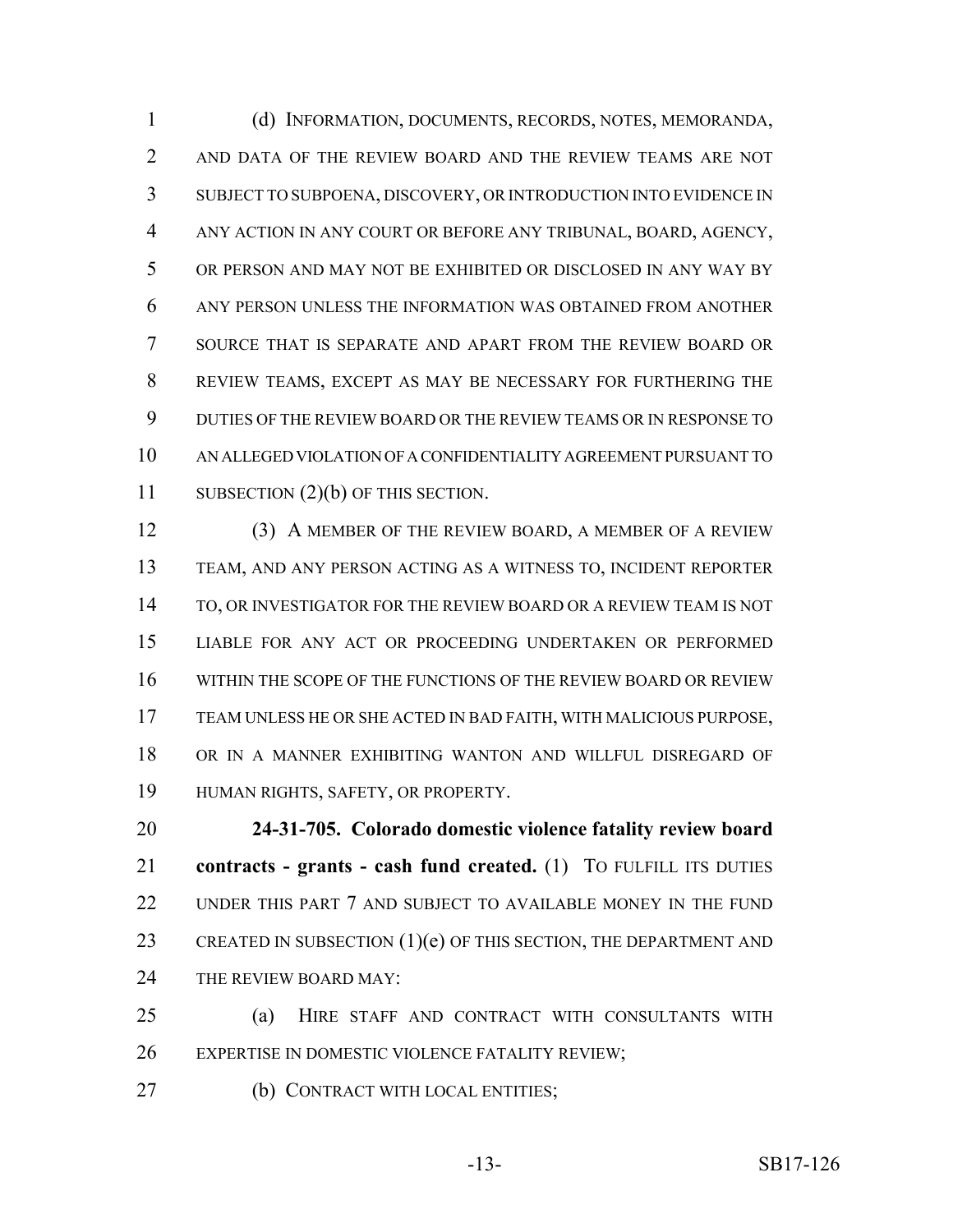(d) INFORMATION, DOCUMENTS, RECORDS, NOTES, MEMORANDA, AND DATA OF THE REVIEW BOARD AND THE REVIEW TEAMS ARE NOT SUBJECT TO SUBPOENA, DISCOVERY, OR INTRODUCTION INTO EVIDENCE IN ANY ACTION IN ANY COURT OR BEFORE ANY TRIBUNAL, BOARD, AGENCY, OR PERSON AND MAY NOT BE EXHIBITED OR DISCLOSED IN ANY WAY BY ANY PERSON UNLESS THE INFORMATION WAS OBTAINED FROM ANOTHER SOURCE THAT IS SEPARATE AND APART FROM THE REVIEW BOARD OR REVIEW TEAMS, EXCEPT AS MAY BE NECESSARY FOR FURTHERING THE DUTIES OF THE REVIEW BOARD OR THE REVIEW TEAMS OR IN RESPONSE TO AN ALLEGED VIOLATION OF A CONFIDENTIALITY AGREEMENT PURSUANT TO SUBSECTION (2)(b) OF THIS SECTION.

(3) A MEMBER OF THE REVIEW BOARD, A MEMBER OF A REVIEW TEAM, AND ANY PERSON ACTING AS A WITNESS TO, INCIDENT REPORTER TO, OR INVESTIGATOR FOR THE REVIEW BOARD OR A REVIEW TEAM IS NOT LIABLE FOR ANY ACT OR PROCEEDING UNDERTAKEN OR PERFORMED WITHIN THE SCOPE OF THE FUNCTIONS OF THE REVIEW BOARD OR REVIEW TEAM UNLESS HE OR SHE ACTED IN BAD FAITH, WITH MALICIOUS PURPOSE, OR IN A MANNER EXHIBITING WANTON AND WILLFUL DISREGARD OF HUMAN RIGHTS, SAFETY, OR PROPERTY.

**24-31-705. Colorado domestic violence fatality review board contracts - grants - cash fund created.** (1) TO FULFILL ITS DUTIES UNDER THIS PART 7 AND SUBJECT TO AVAILABLE MONEY IN THE FUND CREATED IN SUBSECTION (1)(e) OF THIS SECTION, THE DEPARTMENT AND THE REVIEW BOARD MAY:

(a) HIRE STAFF AND CONTRACT WITH CONSULTANTS WITH EXPERTISE IN DOMESTIC VIOLENCE FATALITY REVIEW;

(b) CONTRACT WITH LOCAL ENTITIES;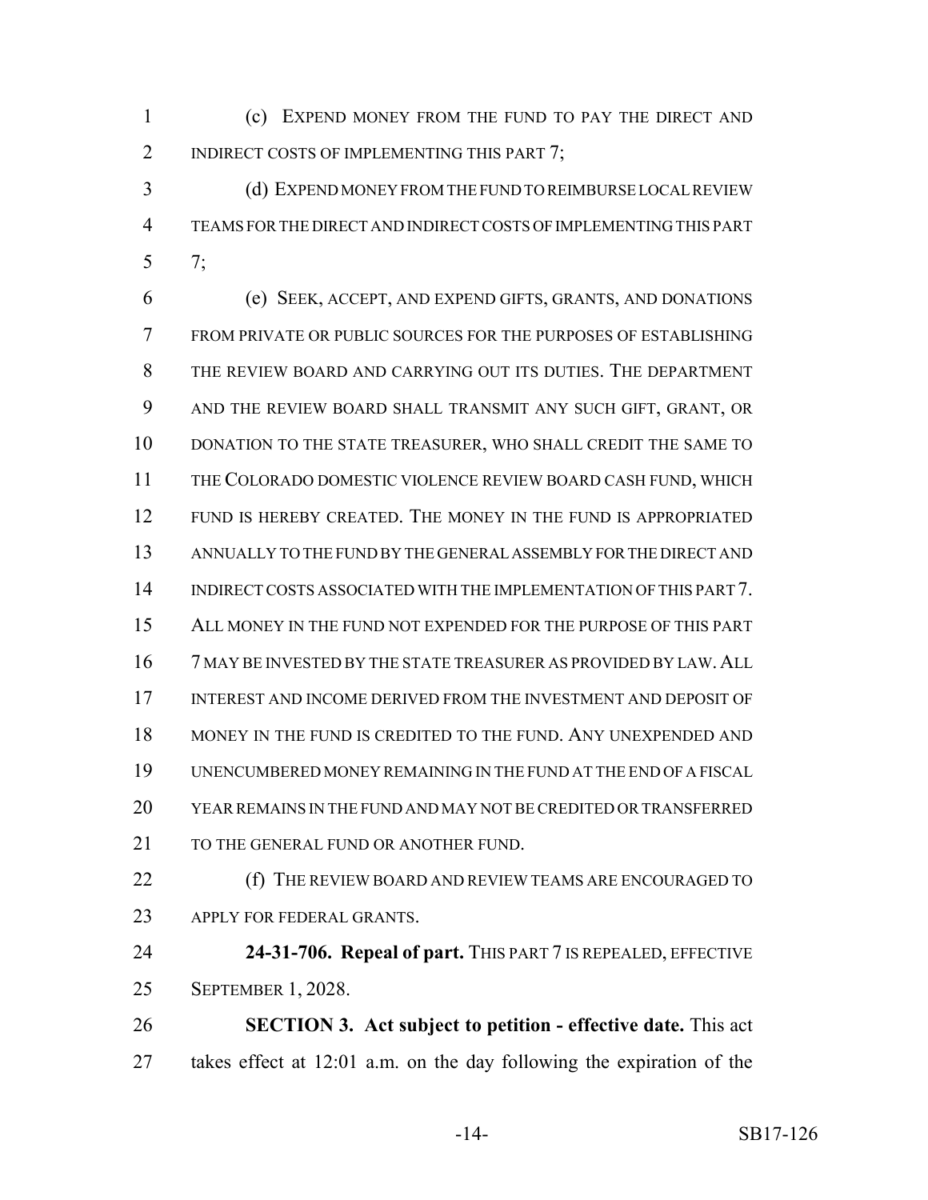(c) EXPEND MONEY FROM THE FUND TO PAY THE DIRECT AND INDIRECT COSTS OF IMPLEMENTING THIS PART 7;

(d) EXPEND MONEY FROM THE FUND TO REIMBURSE LOCAL REVIEW TEAMS FOR THE DIRECT AND INDIRECT COSTS OF IMPLEMENTING THIS PART 7;

(e) SEEK, ACCEPT, AND EXPEND GIFTS, GRANTS, AND DONATIONS FROM PRIVATE OR PUBLIC SOURCES FOR THE PURPOSES OF ESTABLISHING THE REVIEW BOARD AND CARRYING OUT ITS DUTIES. THE DEPARTMENT AND THE REVIEW BOARD SHALL TRANSMIT ANY SUCH GIFT, GRANT, OR DONATION TO THE STATE TREASURER, WHO SHALL CREDIT THE SAME TO THE COLORADO DOMESTIC VIOLENCE REVIEW BOARD CASH FUND, WHICH FUND IS HEREBY CREATED. THE MONEY IN THE FUND IS APPROPRIATED ANNUALLY TO THE FUND BY THE GENERAL ASSEMBLY FOR THE DIRECT AND INDIRECT COSTS ASSOCIATED WITH THE IMPLEMENTATION OF THIS PART 7. ALL MONEY IN THE FUND NOT EXPENDED FOR THE PURPOSE OF THIS PART 7 MAY BE INVESTED BY THE STATE TREASURER AS PROVIDED BY LAW. ALL INTEREST AND INCOME DERIVED FROM THE INVESTMENT AND DEPOSIT OF MONEY IN THE FUND IS CREDITED TO THE FUND. ANY UNEXPENDED AND UNENCUMBERED MONEY REMAINING IN THE FUND AT THE END OF A FISCAL YEAR REMAINS IN THE FUND AND MAY NOT BE CREDITED OR TRANSFERRED TO THE GENERAL FUND OR ANOTHER FUND.

(f) THE REVIEW BOARD AND REVIEW TEAMS ARE ENCOURAGED TO APPLY FOR FEDERAL GRANTS.

**24-31-706. Repeal of part.** THIS PART 7 IS REPEALED, EFFECTIVE SEPTEMBER 1, 2028.

**SECTION 3. Act subject to petition - effective date.** This act takes effect at 12:01 a.m. on the day following the expiration of the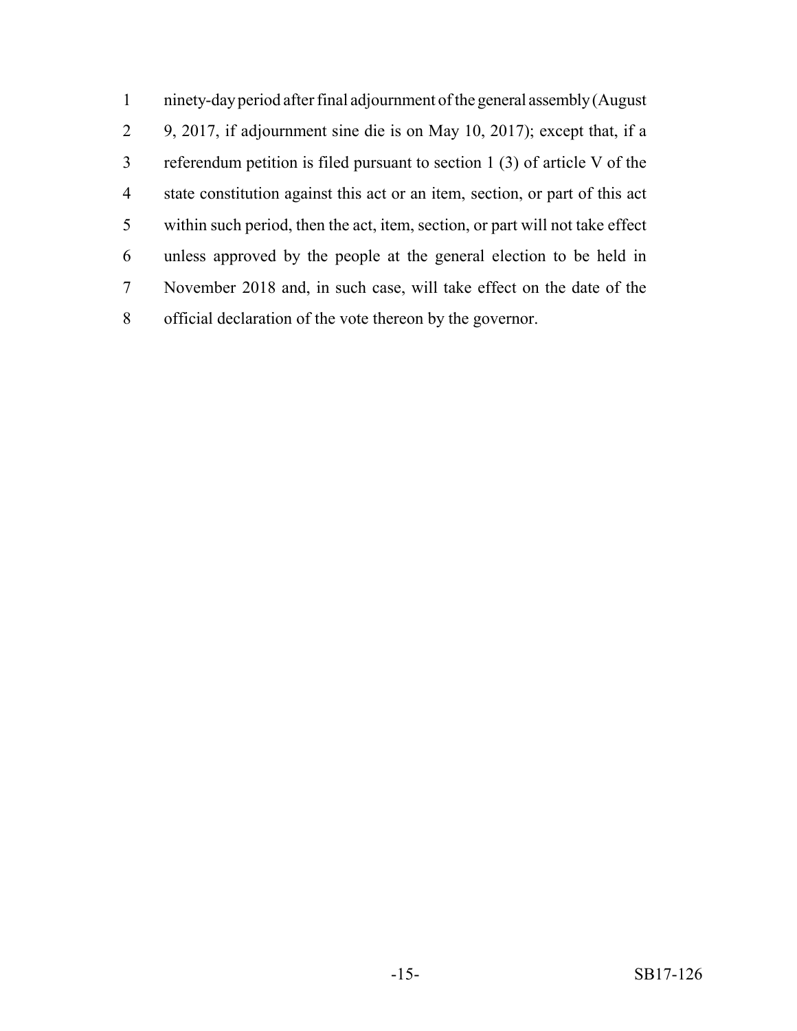ninety-day period after final adjournment of the general assembly (August 9, 2017, if adjournment sine die is on May 10, 2017); except that, if a referendum petition is filed pursuant to section 1 (3) of article V of the state constitution against this act or an item, section, or part of this act within such period, then the act, item, section, or part will not take effect unless approved by the people at the general election to be held in November 2018 and, in such case, will take effect on the date of the official declaration of the vote thereon by the governor.